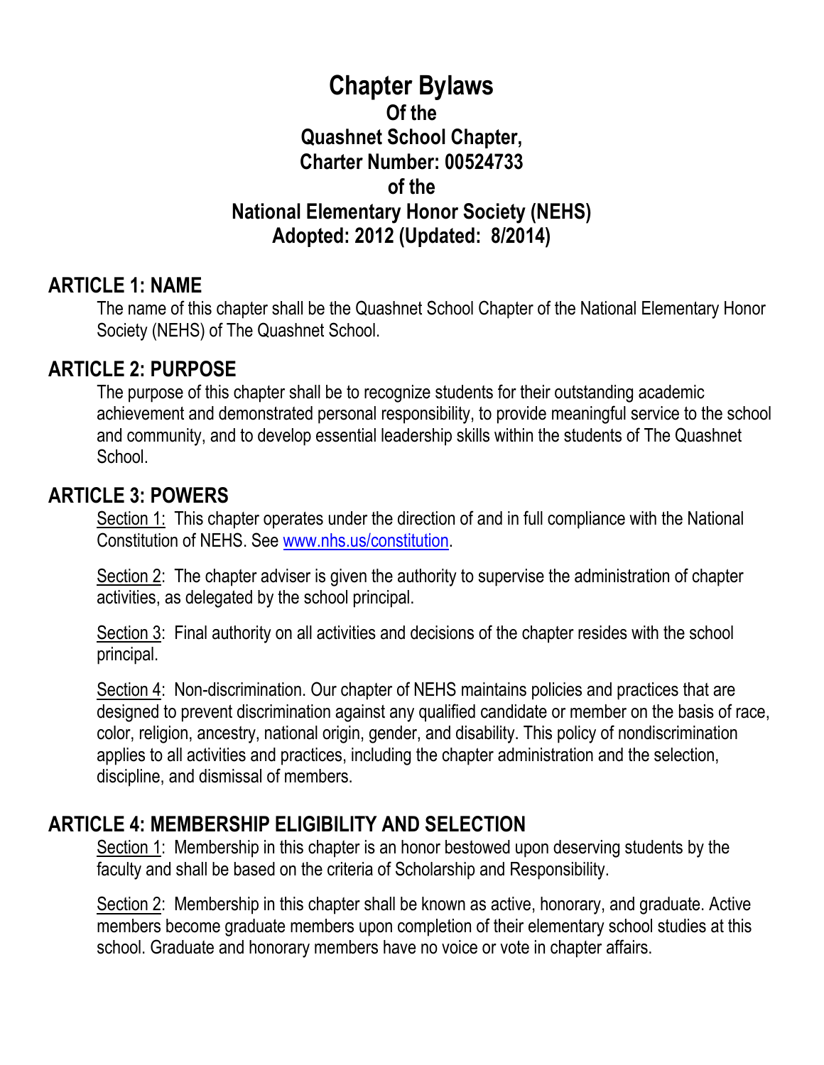# Chapter Bylaws
## Of the
## Quashnet School Chapter,
## Charter Number: 00524733
## of the
## National Elementary Honor Society (NEHS)
## Adopted: 2012 (Updated: 8/2014)

## ARTICLE 1: NAME

The name of this chapter shall be the Quashnet School Chapter of the National Elementary Honor Society (NEHS) of The Quashnet School.

## ARTICLE 2: PURPOSE

The purpose of this chapter shall be to recognize students for their outstanding academic achievement and demonstrated personal responsibility, to provide meaningful service to the school and community, and to develop essential leadership skills within the students of The Quashnet School.

## ARTICLE 3: POWERS

Section 1: This chapter operates under the direction of and in full compliance with the National Constitution of NEHS. See www.nhs.us/constitution.

Section 2: The chapter adviser is given the authority to supervise the administration of chapter activities, as delegated by the school principal.

Section 3: Final authority on all activities and decisions of the chapter resides with the school principal.

Section 4: Non-discrimination. Our chapter of NEHS maintains policies and practices that are designed to prevent discrimination against any qualified candidate or member on the basis of race, color, religion, ancestry, national origin, gender, and disability. This policy of nondiscrimination applies to all activities and practices, including the chapter administration and the selection, discipline, and dismissal of members.

## ARTICLE 4: MEMBERSHIP ELIGIBILITY AND SELECTION

Section 1: Membership in this chapter is an honor bestowed upon deserving students by the faculty and shall be based on the criteria of Scholarship and Responsibility.

Section 2: Membership in this chapter shall be known as active, honorary, and graduate. Active members become graduate members upon completion of their elementary school studies at this school. Graduate and honorary members have no voice or vote in chapter affairs.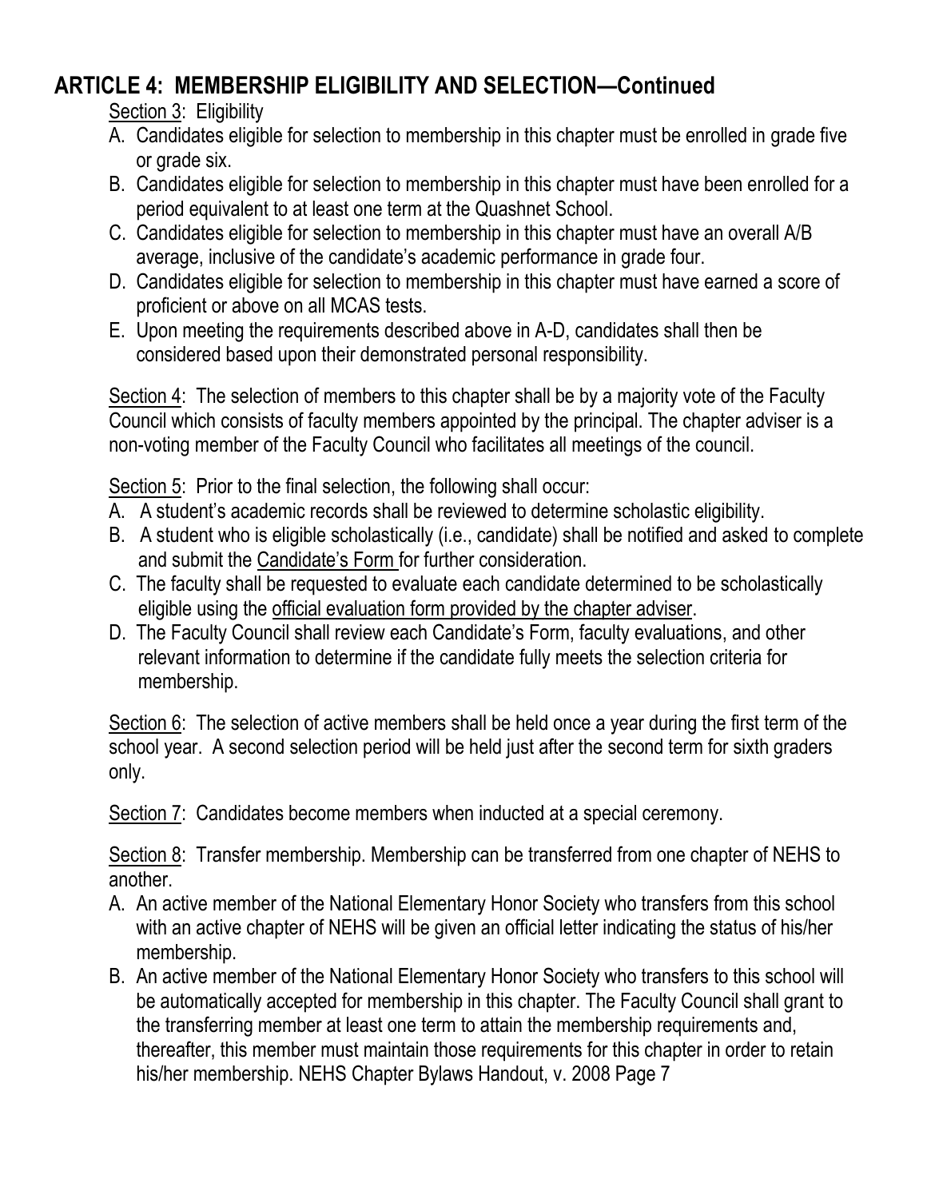## ARTICLE 4: MEMBERSHIP ELIGIBILITY AND SELECTION—Continued

Section 3: Eligibility

A. Candidates eligible for selection to membership in this chapter must be enrolled in grade five or grade six.
B. Candidates eligible for selection to membership in this chapter must have been enrolled for a period equivalent to at least one term at the Quashnet School.
C. Candidates eligible for selection to membership in this chapter must have an overall A/B average, inclusive of the candidate's academic performance in grade four.
D. Candidates eligible for selection to membership in this chapter must have earned a score of proficient or above on all MCAS tests.
E. Upon meeting the requirements described above in A-D, candidates shall then be considered based upon their demonstrated personal responsibility.

Section 4: The selection of members to this chapter shall be by a majority vote of the Faculty Council which consists of faculty members appointed by the principal. The chapter adviser is a non-voting member of the Faculty Council who facilitates all meetings of the council.

Section 5: Prior to the final selection, the following shall occur:

A. A student's academic records shall be reviewed to determine scholastic eligibility.
B. A student who is eligible scholastically (i.e., candidate) shall be notified and asked to complete and submit the Candidate's Form for further consideration.
C. The faculty shall be requested to evaluate each candidate determined to be scholastically eligible using the official evaluation form provided by the chapter adviser.
D. The Faculty Council shall review each Candidate's Form, faculty evaluations, and other relevant information to determine if the candidate fully meets the selection criteria for membership.

Section 6: The selection of active members shall be held once a year during the first term of the school year. A second selection period will be held just after the second term for sixth graders only.

Section 7: Candidates become members when inducted at a special ceremony.

Section 8: Transfer membership. Membership can be transferred from one chapter of NEHS to another.

A. An active member of the National Elementary Honor Society who transfers from this school with an active chapter of NEHS will be given an official letter indicating the status of his/her membership.
B. An active member of the National Elementary Honor Society who transfers to this school will be automatically accepted for membership in this chapter. The Faculty Council shall grant to the transferring member at least one term to attain the membership requirements and, thereafter, this member must maintain those requirements for this chapter in order to retain his/her membership.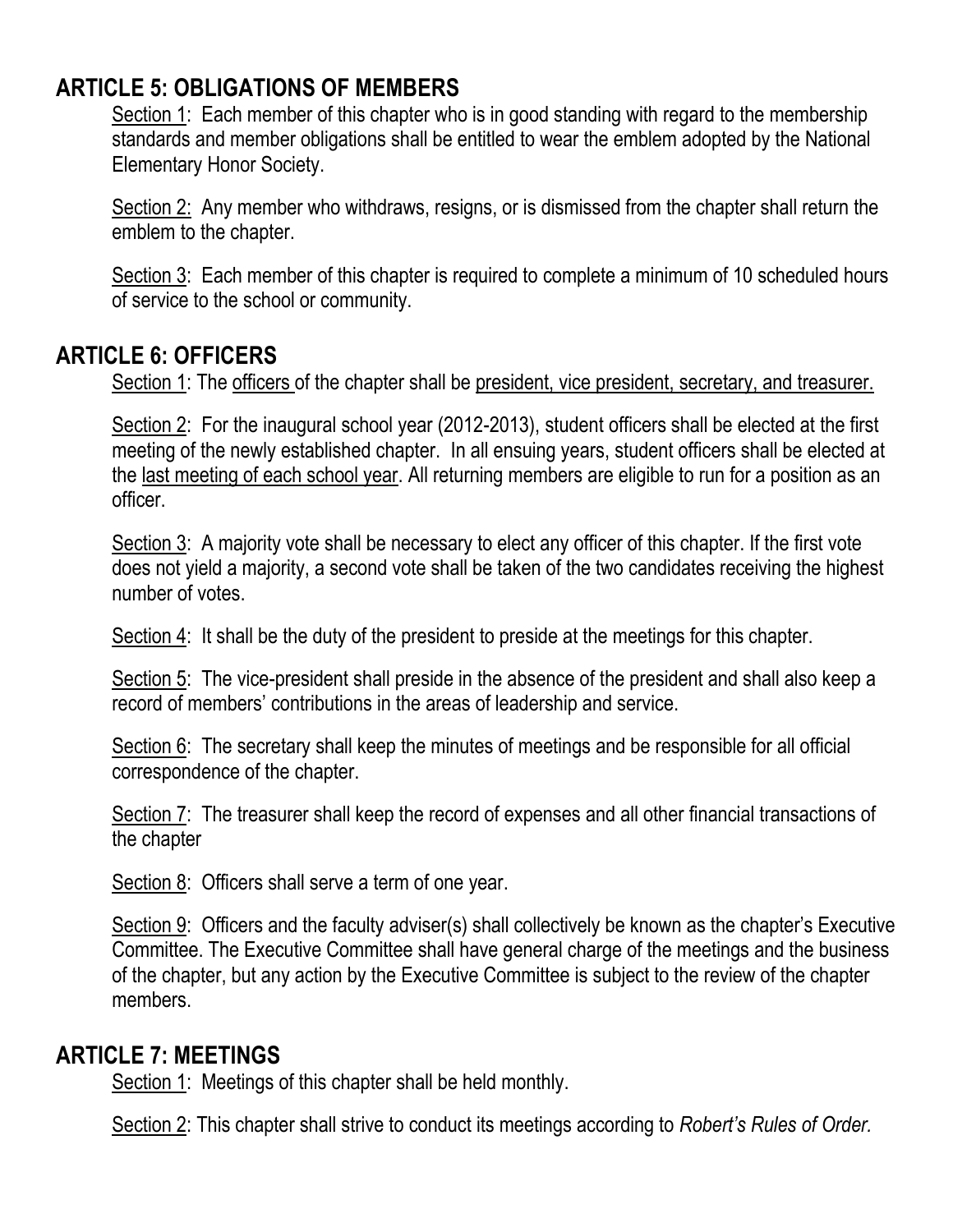## ARTICLE 5: OBLIGATIONS OF MEMBERS

Section 1: Each member of this chapter who is in good standing with regard to the membership standards and member obligations shall be entitled to wear the emblem adopted by the National Elementary Honor Society.

Section 2: Any member who withdraws, resigns, or is dismissed from the chapter shall return the emblem to the chapter.

Section 3: Each member of this chapter is required to complete a minimum of 10 scheduled hours of service to the school or community.

## ARTICLE 6: OFFICERS

Section 1: The officers of the chapter shall be president, vice president, secretary, and treasurer.

Section 2: For the inaugural school year (2012-2013), student officers shall be elected at the first meeting of the newly established chapter. In all ensuing years, student officers shall be elected at the last meeting of each school year. All returning members are eligible to run for a position as an officer.

Section 3: A majority vote shall be necessary to elect any officer of this chapter. If the first vote does not yield a majority, a second vote shall be taken of the two candidates receiving the highest number of votes.

Section 4: It shall be the duty of the president to preside at the meetings for this chapter.

Section 5: The vice-president shall preside in the absence of the president and shall also keep a record of members' contributions in the areas of leadership and service.

Section 6: The secretary shall keep the minutes of meetings and be responsible for all official correspondence of the chapter.

Section 7: The treasurer shall keep the record of expenses and all other financial transactions of the chapter

Section 8: Officers shall serve a term of one year.

Section 9: Officers and the faculty adviser(s) shall collectively be known as the chapter's Executive Committee. The Executive Committee shall have general charge of the meetings and the business of the chapter, but any action by the Executive Committee is subject to the review of the chapter members.

## ARTICLE 7: MEETINGS

Section 1: Meetings of this chapter shall be held monthly.

Section 2: This chapter shall strive to conduct its meetings according to *Robert's Rules of Order.*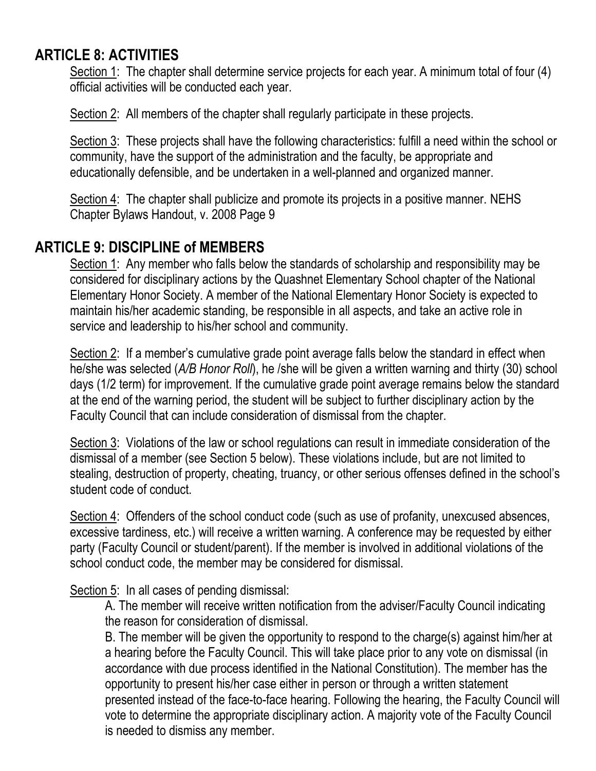## ARTICLE 8: ACTIVITIES

Section 1: The chapter shall determine service projects for each year. A minimum total of four (4) official activities will be conducted each year.

Section 2: All members of the chapter shall regularly participate in these projects.

Section 3: These projects shall have the following characteristics: fulfill a need within the school or community, have the support of the administration and the faculty, be appropriate and educationally defensible, and be undertaken in a well-planned and organized manner.

Section 4: The chapter shall publicize and promote its projects in a positive manner. NEHS Chapter Bylaws Handout, v. 2008 Page 9

## ARTICLE 9: DISCIPLINE of MEMBERS

Section 1: Any member who falls below the standards of scholarship and responsibility may be considered for disciplinary actions by the Quashnet Elementary School chapter of the National Elementary Honor Society. A member of the National Elementary Honor Society is expected to maintain his/her academic standing, be responsible in all aspects, and take an active role in service and leadership to his/her school and community.

Section 2: If a member's cumulative grade point average falls below the standard in effect when he/she was selected (*A/B Honor Roll*), he /she will be given a written warning and thirty (30) school days (1/2 term) for improvement. If the cumulative grade point average remains below the standard at the end of the warning period, the student will be subject to further disciplinary action by the Faculty Council that can include consideration of dismissal from the chapter.

Section 3: Violations of the law or school regulations can result in immediate consideration of the dismissal of a member (see Section 5 below). These violations include, but are not limited to stealing, destruction of property, cheating, truancy, or other serious offenses defined in the school's student code of conduct.

Section 4: Offenders of the school conduct code (such as use of profanity, unexcused absences, excessive tardiness, etc.) will receive a written warning. A conference may be requested by either party (Faculty Council or student/parent). If the member is involved in additional violations of the school conduct code, the member may be considered for dismissal.

Section 5: In all cases of pending dismissal:

A. The member will receive written notification from the adviser/Faculty Council indicating the reason for consideration of dismissal.

B. The member will be given the opportunity to respond to the charge(s) against him/her at a hearing before the Faculty Council. This will take place prior to any vote on dismissal (in accordance with due process identified in the National Constitution). The member has the opportunity to present his/her case either in person or through a written statement presented instead of the face-to-face hearing. Following the hearing, the Faculty Council will vote to determine the appropriate disciplinary action. A majority vote of the Faculty Council is needed to dismiss any member.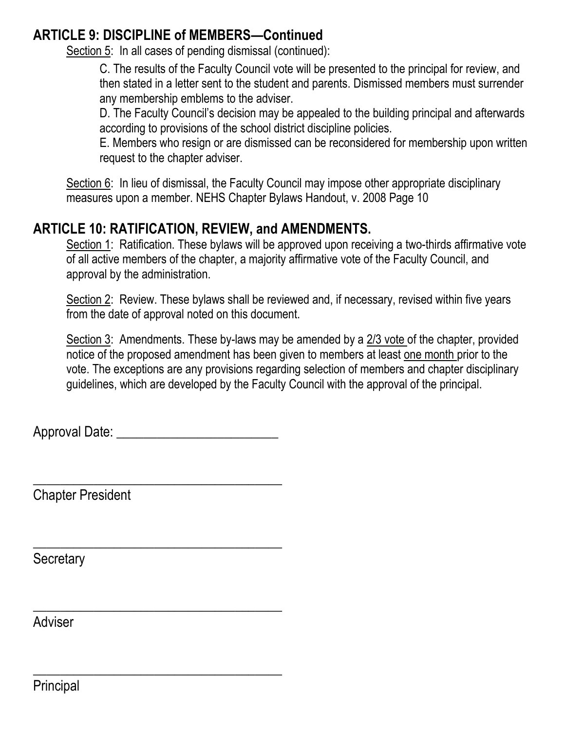## ARTICLE 9: DISCIPLINE of MEMBERS—Continued

Section 5: In all cases of pending dismissal (continued):

C. The results of the Faculty Council vote will be presented to the principal for review, and then stated in a letter sent to the student and parents. Dismissed members must surrender any membership emblems to the adviser.

D. The Faculty Council's decision may be appealed to the building principal and afterwards according to provisions of the school district discipline policies.

E. Members who resign or are dismissed can be reconsidered for membership upon written request to the chapter adviser.

Section 6: In lieu of dismissal, the Faculty Council may impose other appropriate disciplinary measures upon a member. NEHS Chapter Bylaws Handout, v. 2008 Page 10

## ARTICLE 10: RATIFICATION, REVIEW, and AMENDMENTS.

Section 1: Ratification. These bylaws will be approved upon receiving a two-thirds affirmative vote of all active members of the chapter, a majority affirmative vote of the Faculty Council, and approval by the administration.

Section 2: Review. These bylaws shall be reviewed and, if necessary, revised within five years from the date of approval noted on this document.

Section 3: Amendments. These by-laws may be amended by a 2/3 vote of the chapter, provided notice of the proposed amendment has been given to members at least one month prior to the vote. The exceptions are any provisions regarding selection of members and chapter disciplinary guidelines, which are developed by the Faculty Council with the approval of the principal.

Approval Date: ________________________

____________________________________
Chapter President

____________________________________
Secretary

____________________________________
Adviser

____________________________________
Principal